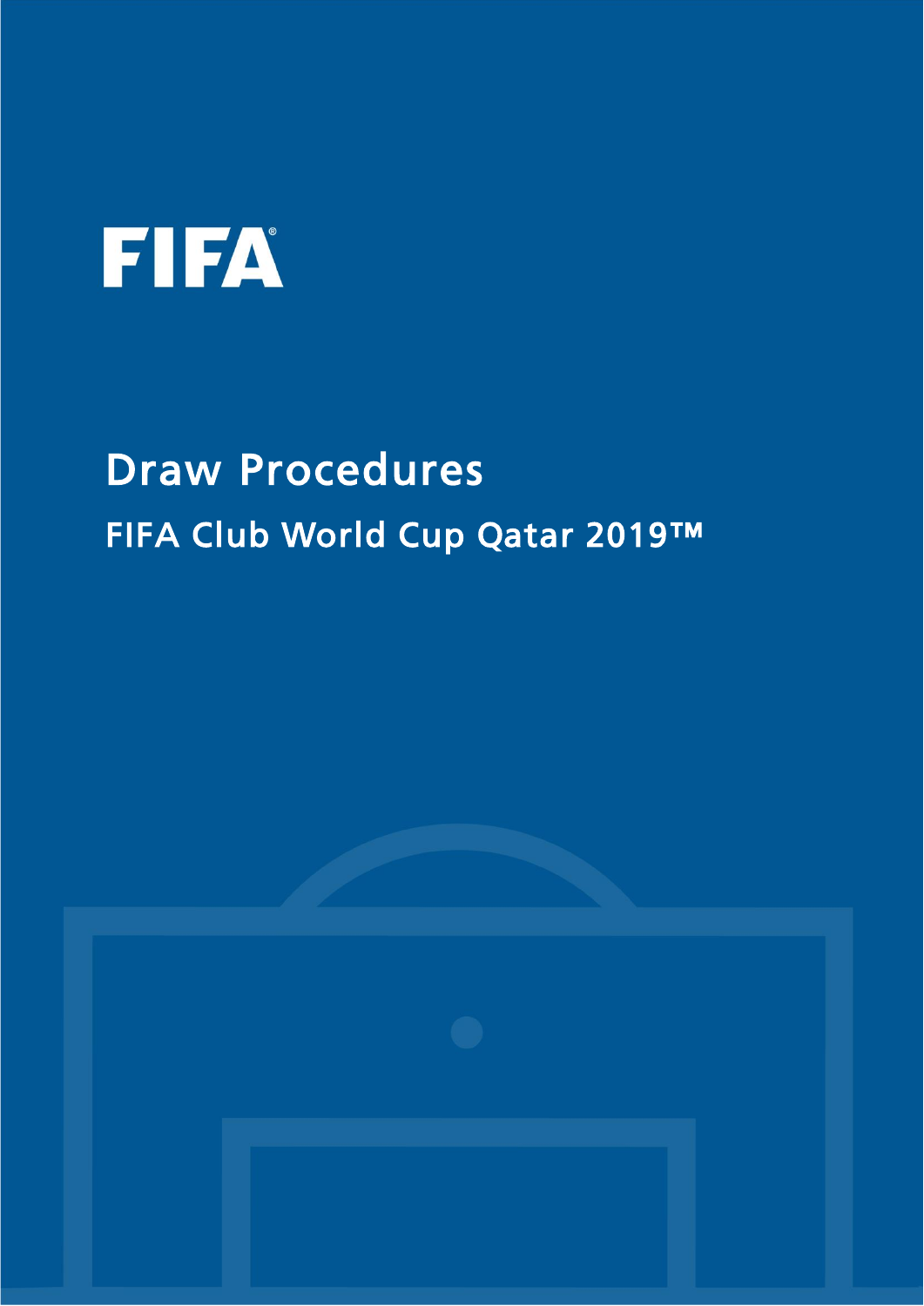FIFA®

# Draw Procedures

## FIFA Club World Cup Qatar 2019™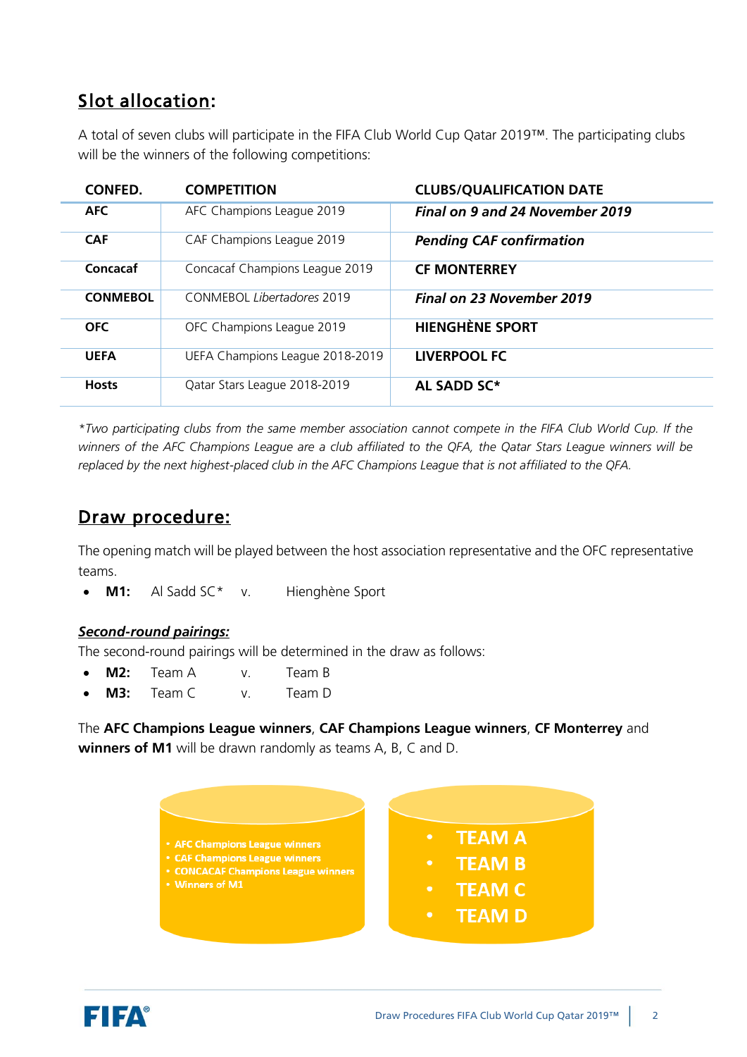## Slot allocation:

A total of seven clubs will participate in the FIFA Club World Cup Qatar 2019™. The participating clubs will be the winners of the following competitions:

| CONFED. | COMPETITION | CLUBS/QUALIFICATION DATE |
|---|---|---|
| **AFC** | AFC Champions League 2019 | ***Final on 9 and 24 November 2019*** |
| **CAF** | CAF Champions League 2019 | ***Pending CAF confirmation*** |
| **Concacaf** | Concacaf Champions League 2019 | **CF MONTERREY** |
| **CONMEBOL** | CONMEBOL *Libertadores* 2019 | ***Final on 23 November 2019*** |
| **OFC** | OFC Champions League 2019 | **HIENGHÈNE SPORT** |
| **UEFA** | UEFA Champions League 2018-2019 | **LIVERPOOL FC** |
| **Hosts** | Qatar Stars League 2018-2019 | **AL SADD SC*** |

*\*Two participating clubs from the same member association cannot compete in the FIFA Club World Cup. If the winners of the AFC Champions League are a club affiliated to the QFA, the Qatar Stars League winners will be replaced by the next highest-placed club in the AFC Champions League that is not affiliated to the QFA.*

## Draw procedure:

The opening match will be played between the host association representative and the OFC representative teams.

- **M1:** Al Sadd SC* v. Hienghène Sport

### *Second-round pairings:*

The second-round pairings will be determined in the draw as follows:

- **M2:** Team A v. Team B
- **M3:** Team C v. Team D

The **AFC Champions League winners**, **CAF Champions League winners**, **CF Monterrey** and **winners of M1** will be drawn randomly as teams A, B, C and D.

- AFC Champions League winners
- CAF Champions League winners
- CONCACAF Champions League winners
- Winners of M1

- TEAM A
- TEAM B
- TEAM C
- TEAM D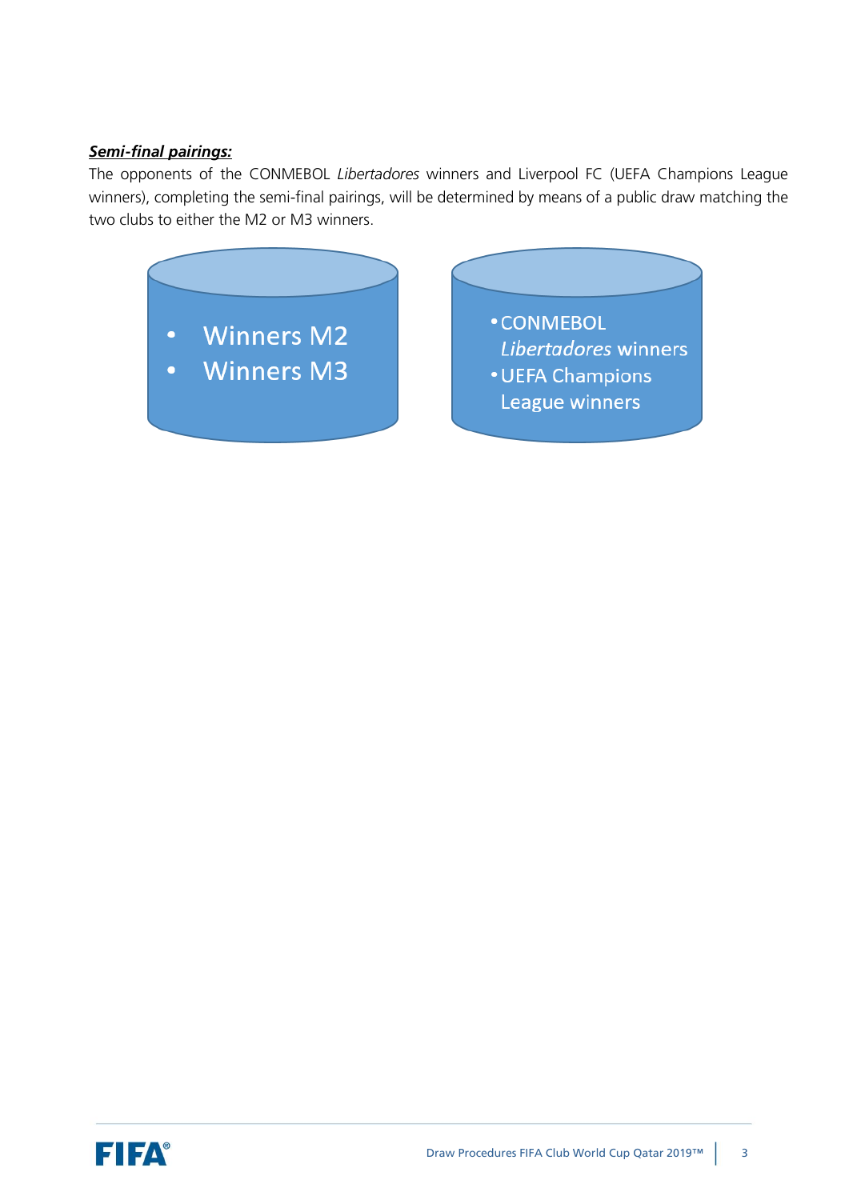***Semi-final pairings:***

The opponents of the CONMEBOL *Libertadores* winners and Liverpool FC (UEFA Champions League winners), completing the semi-final pairings, will be determined by means of a public draw matching the two clubs to either the M2 or M3 winners.

- Winners M2
- Winners M3

- CONMEBOL *Libertadores* winners
- UEFA Champions League winners